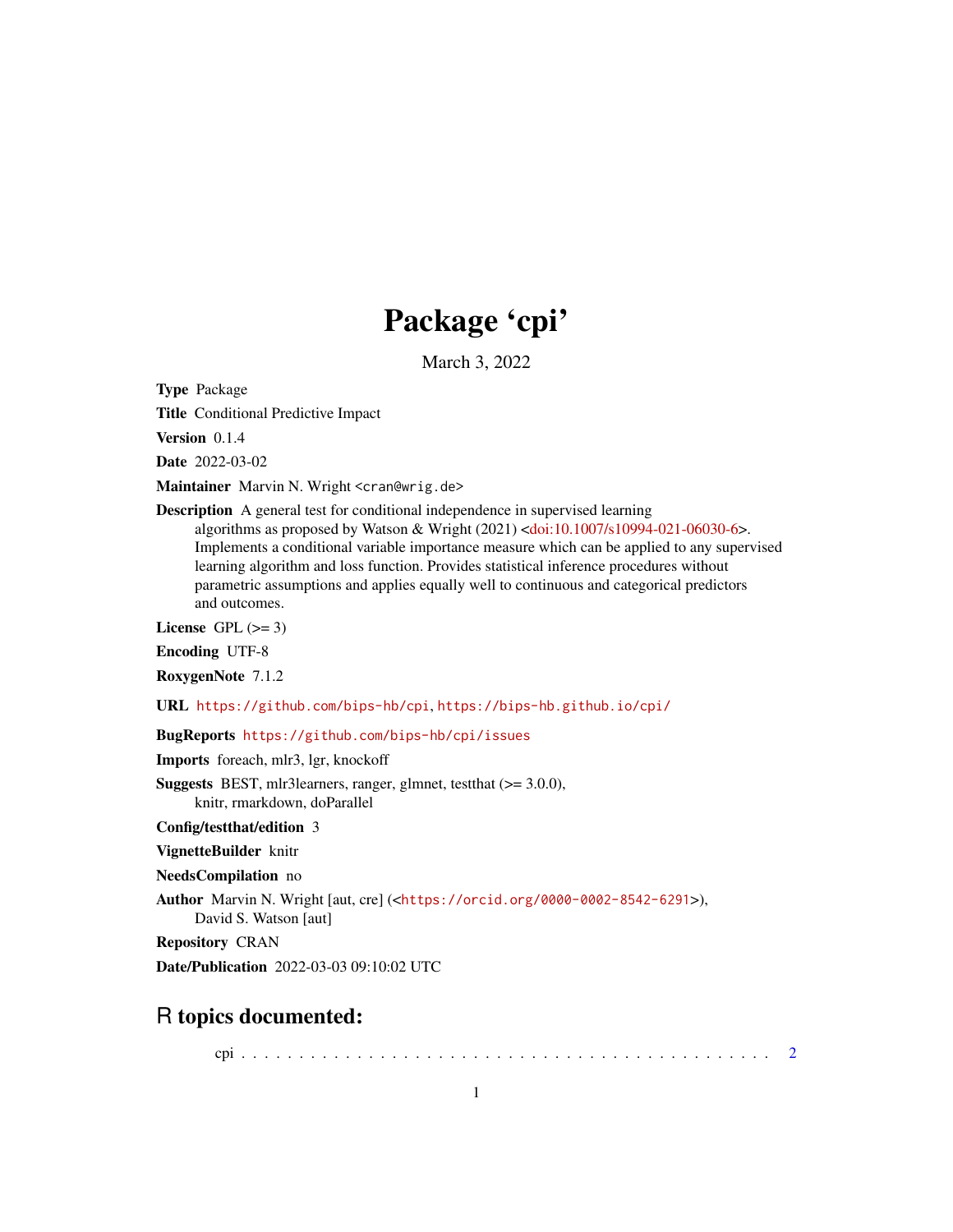# Package 'cpi'

March 3, 2022

**Type** Package

**Title** Conditional Predictive Impact

**Version** 0.1.4

**Date** 2022-03-02

**Maintainer** Marvin N. Wright <cran@wrig.de>

**Description** A general test for conditional independence in supervised learning algorithms as proposed by Watson & Wright (2021) <doi:10.1007/s10994-021-06030-6>. Implements a conditional variable importance measure which can be applied to any supervised learning algorithm and loss function. Provides statistical inference procedures without parametric assumptions and applies equally well to continuous and categorical predictors and outcomes.

**License** GPL (>= 3)

**Encoding** UTF-8

**RoxygenNote** 7.1.2

**URL** https://github.com/bips-hb/cpi, https://bips-hb.github.io/cpi/

**BugReports** https://github.com/bips-hb/cpi/issues

**Imports** foreach, mlr3, lgr, knockoff

**Suggests** BEST, mlr3learners, ranger, glmnet, testthat (>= 3.0.0), knitr, rmarkdown, doParallel

**Config/testthat/edition** 3

**VignetteBuilder** knitr

**NeedsCompilation** no

**Author** Marvin N. Wright [aut, cre] (<https://orcid.org/0000-0002-8542-6291>), David S. Watson [aut]

**Repository** CRAN

**Date/Publication** 2022-03-03 09:10:02 UTC

## R topics documented:

cpi . . . . . . . . . . . . . . . . . . . . . . . . . . . . . . . . . . . . . . . . . . . 2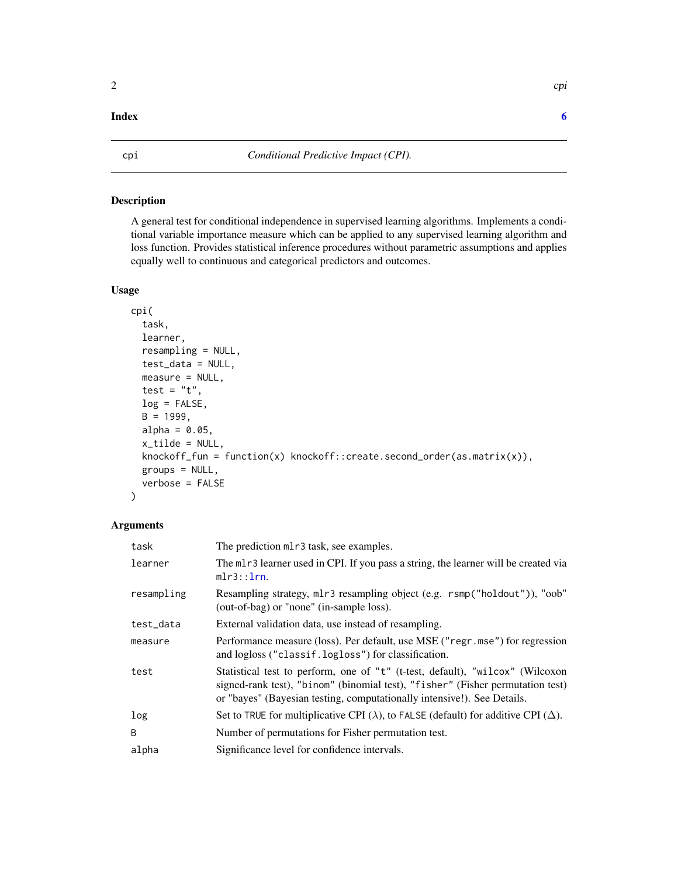**Index** **6**

## cpi — *Conditional Predictive Impact (CPI).*

### Description

A general test for conditional independence in supervised learning algorithms. Implements a conditional variable importance measure which can be applied to any supervised learning algorithm and loss function. Provides statistical inference procedures without parametric assumptions and applies equally well to continuous and categorical predictors and outcomes.

### Usage

```
cpi(
  task,
  learner,
  resampling = NULL,
  test_data = NULL,
  measure = NULL,
  test = "t",
  log = FALSE,
  B = 1999,
  alpha = 0.05,
  x_tilde = NULL,
  knockoff_fun = function(x) knockoff::create.second_order(as.matrix(x)),
  groups = NULL,
  verbose = FALSE
)
```

### Arguments

| | |
|---|---|
| `task` | The prediction `mlr3` task, see examples. |
| `learner` | The `mlr3` learner used in CPI. If you pass a string, the learner will be created via `mlr3::lrn`. |
| `resampling` | Resampling strategy, `mlr3` resampling object (e.g. `rsmp("holdout")`), "oob" (out-of-bag) or "none" (in-sample loss). |
| `test_data` | External validation data, use instead of resampling. |
| `measure` | Performance measure (loss). Per default, use MSE (`"regr.mse"`) for regression and logloss (`"classif.logloss"`) for classification. |
| `test` | Statistical test to perform, one of `"t"` (t-test, default), `"wilcox"` (Wilcoxon signed-rank test), `"binom"` (binomial test), `"fisher"` (Fisher permutation test) or "bayes" (Bayesian testing, computationally intensive!). See Details. |
| `log` | Set to `TRUE` for multiplicative CPI ($\lambda$), to `FALSE` (default) for additive CPI ($\Delta$). |
| `B` | Number of permutations for Fisher permutation test. |
| `alpha` | Significance level for confidence intervals. |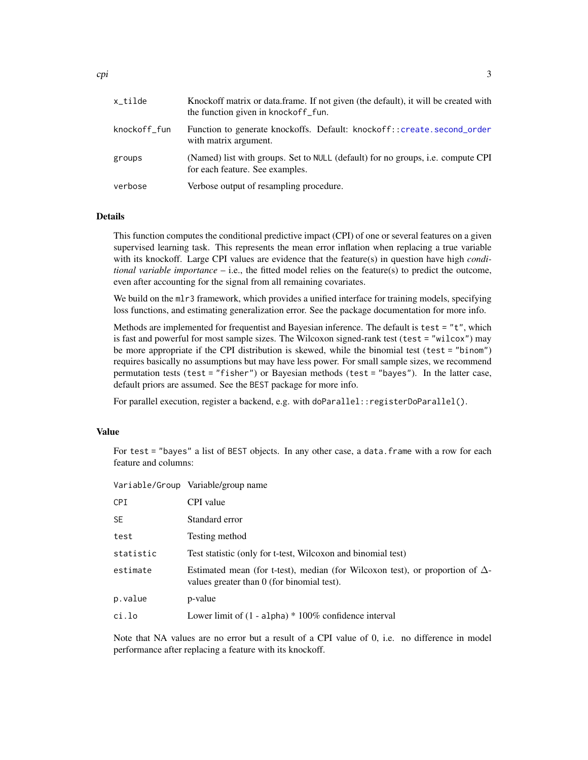| | |
|---|---|
| x_tilde | Knockoff matrix or data.frame. If not given (the default), it will be created with the function given in knockoff_fun. |
| knockoff_fun | Function to generate knockoffs. Default: knockoff::create.second_order with matrix argument. |
| groups | (Named) list with groups. Set to NULL (default) for no groups, i.e. compute CPI for each feature. See examples. |
| verbose | Verbose output of resampling procedure. |

## Details

This function computes the conditional predictive impact (CPI) of one or several features on a given supervised learning task. This represents the mean error inflation when replacing a true variable with its knockoff. Large CPI values are evidence that the feature(s) in question have high *conditional variable importance* – i.e., the fitted model relies on the feature(s) to predict the outcome, even after accounting for the signal from all remaining covariates.

We build on the mlr3 framework, which provides a unified interface for training models, specifying loss functions, and estimating generalization error. See the package documentation for more info.

Methods are implemented for frequentist and Bayesian inference. The default is test = "t", which is fast and powerful for most sample sizes. The Wilcoxon signed-rank test (test = "wilcox") may be more appropriate if the CPI distribution is skewed, while the binomial test (test = "binom") requires basically no assumptions but may have less power. For small sample sizes, we recommend permutation tests (test = "fisher") or Bayesian methods (test = "bayes"). In the latter case, default priors are assumed. See the BEST package for more info.

For parallel execution, register a backend, e.g. with doParallel::registerDoParallel().

## Value

For test = "bayes" a list of BEST objects. In any other case, a data.frame with a row for each feature and columns:

| | |
|---|---|
| Variable/Group | Variable/group name |
| CPI | CPI value |
| SE | Standard error |
| test | Testing method |
| statistic | Test statistic (only for t-test, Wilcoxon and binomial test) |
| estimate | Estimated mean (for t-test), median (for Wilcoxon test), or proportion of $\Delta$-values greater than 0 (for binomial test). |
| p.value | p-value |
| ci.lo | Lower limit of (1 - alpha) * 100% confidence interval |

Note that NA values are no error but a result of a CPI value of 0, i.e. no difference in model performance after replacing a feature with its knockoff.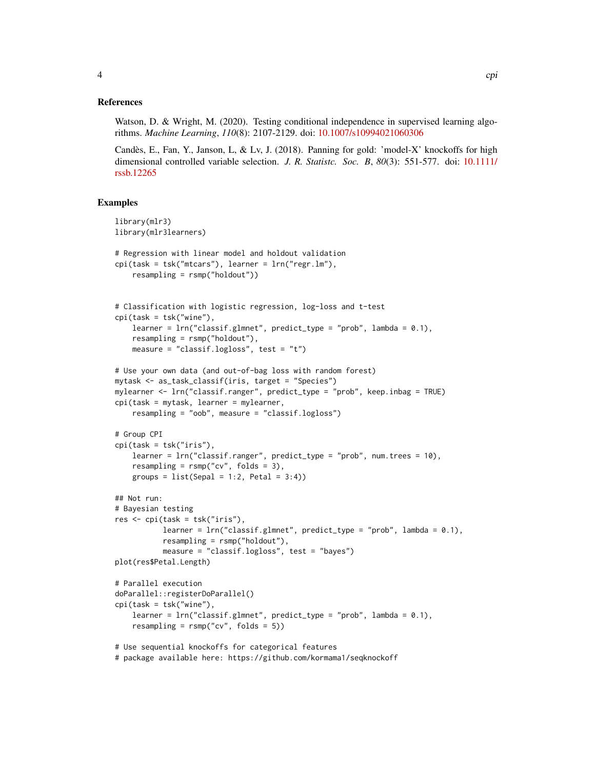## References

Watson, D. & Wright, M. (2020). Testing conditional independence in supervised learning algorithms. *Machine Learning*, *110*(8): 2107-2129. doi: 10.1007/s10994021060306

Candès, E., Fan, Y., Janson, L, & Lv, J. (2018). Panning for gold: 'model-X' knockoffs for high dimensional controlled variable selection. *J. R. Statistc. Soc. B*, *80*(3): 551-577. doi: 10.1111/rssb.12265

## Examples

```
library(mlr3)
library(mlr3learners)

# Regression with linear model and holdout validation
cpi(task = tsk("mtcars"), learner = lrn("regr.lm"),
    resampling = rsmp("holdout"))


# Classification with logistic regression, log-loss and t-test
cpi(task = tsk("wine"),
    learner = lrn("classif.glmnet", predict_type = "prob", lambda = 0.1),
    resampling = rsmp("holdout"),
    measure = "classif.logloss", test = "t")

# Use your own data (and out-of-bag loss with random forest)
mytask <- as_task_classif(iris, target = "Species")
mylearner <- lrn("classif.ranger", predict_type = "prob", keep.inbag = TRUE)
cpi(task = mytask, learner = mylearner,
    resampling = "oob", measure = "classif.logloss")

# Group CPI
cpi(task = tsk("iris"),
    learner = lrn("classif.ranger", predict_type = "prob", num.trees = 10),
    resampling = rsmp("cv", folds = 3),
    groups = list(Sepal = 1:2, Petal = 3:4))

## Not run:
# Bayesian testing
res <- cpi(task = tsk("iris"),
           learner = lrn("classif.glmnet", predict_type = "prob", lambda = 0.1),
           resampling = rsmp("holdout"),
           measure = "classif.logloss", test = "bayes")
plot(res$Petal.Length)

# Parallel execution
doParallel::registerDoParallel()
cpi(task = tsk("wine"),
    learner = lrn("classif.glmnet", predict_type = "prob", lambda = 0.1),
    resampling = rsmp("cv", folds = 5))

# Use sequential knockoffs for categorical features
# package available here: https://github.com/kormama1/seqknockoff
```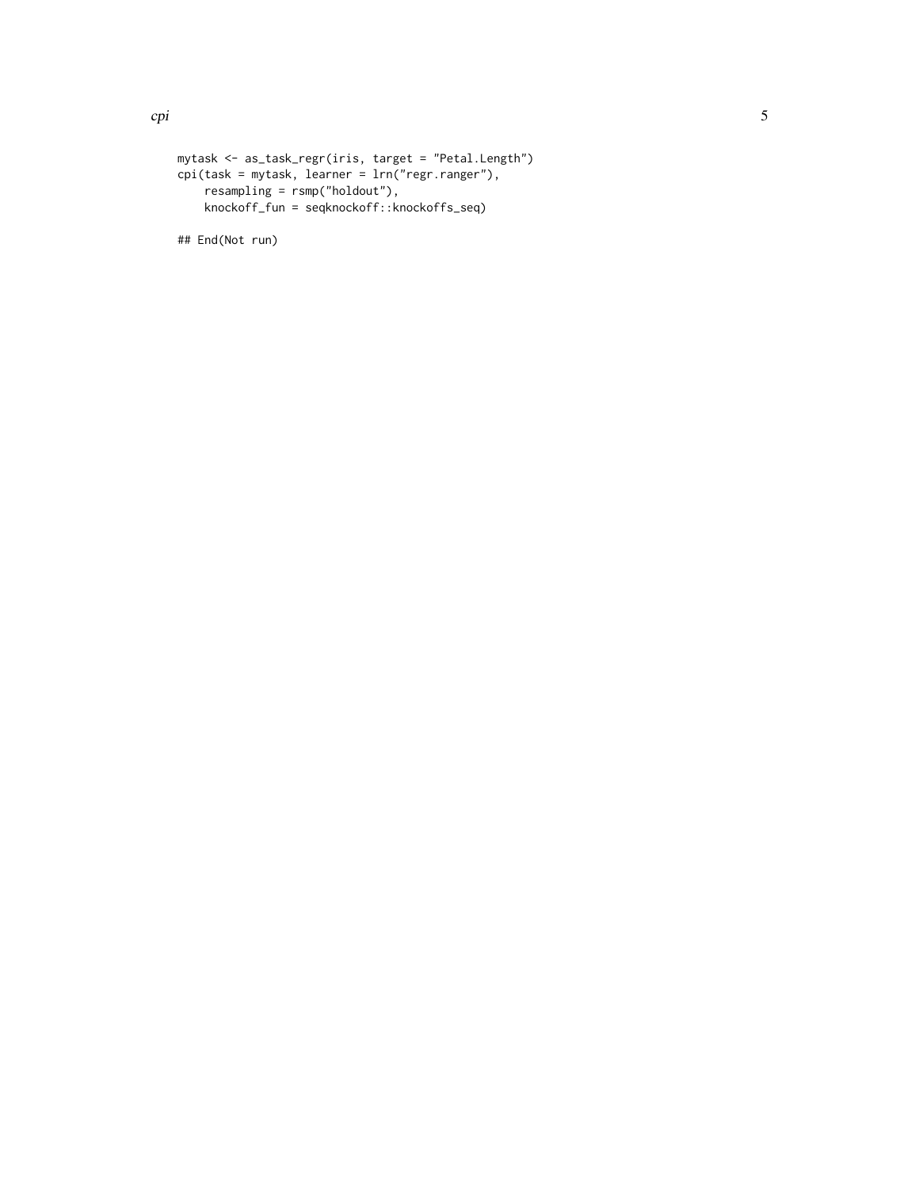```
mytask <- as_task_regr(iris, target = "Petal.Length")
cpi(task = mytask, learner = lrn("regr.ranger"),
    resampling = rsmp("holdout"),
    knockoff_fun = seqknockoff::knockoffs_seq)

## End(Not run)
```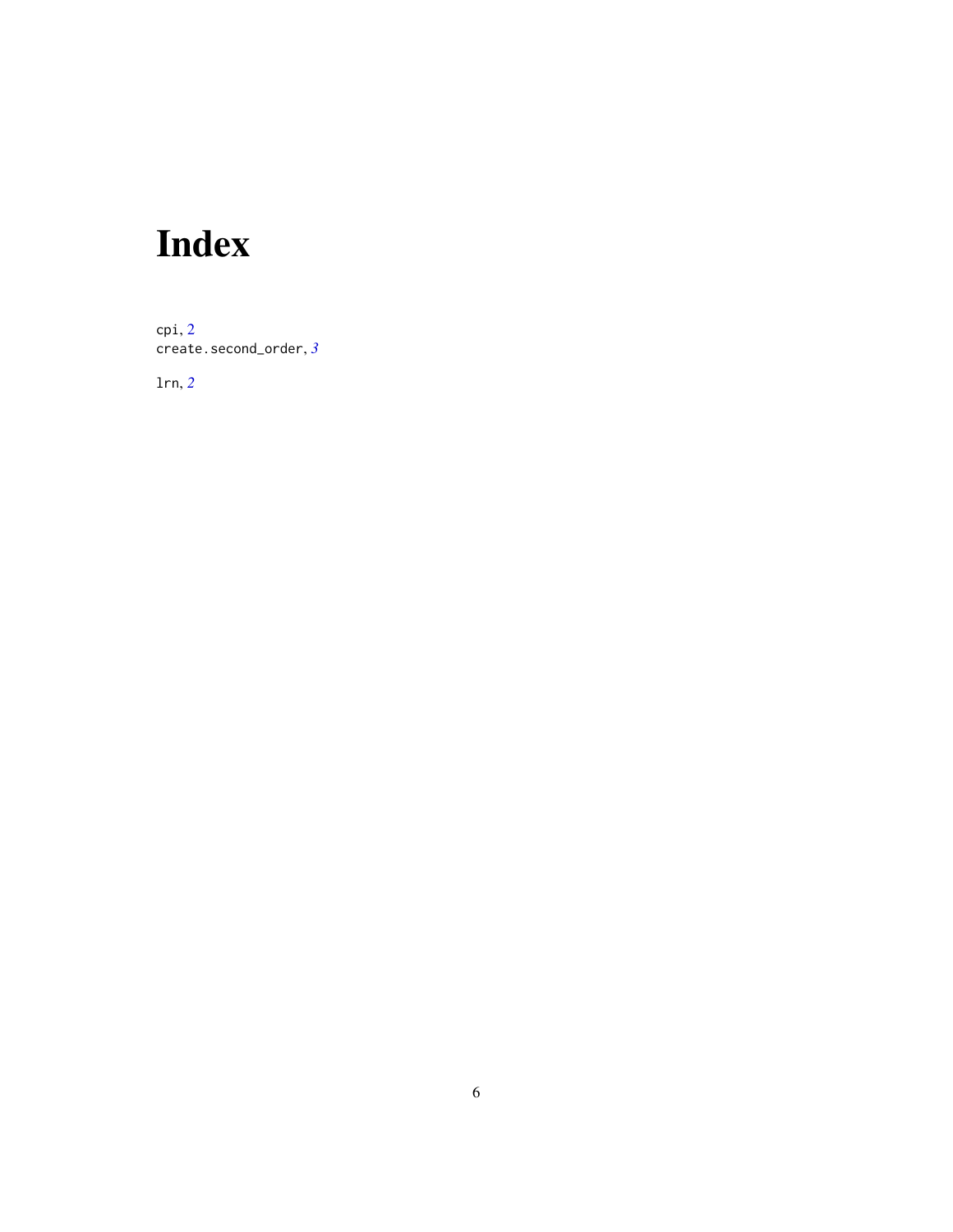# Index

cpi, 2
create.second_order, *3*

lrn, *2*